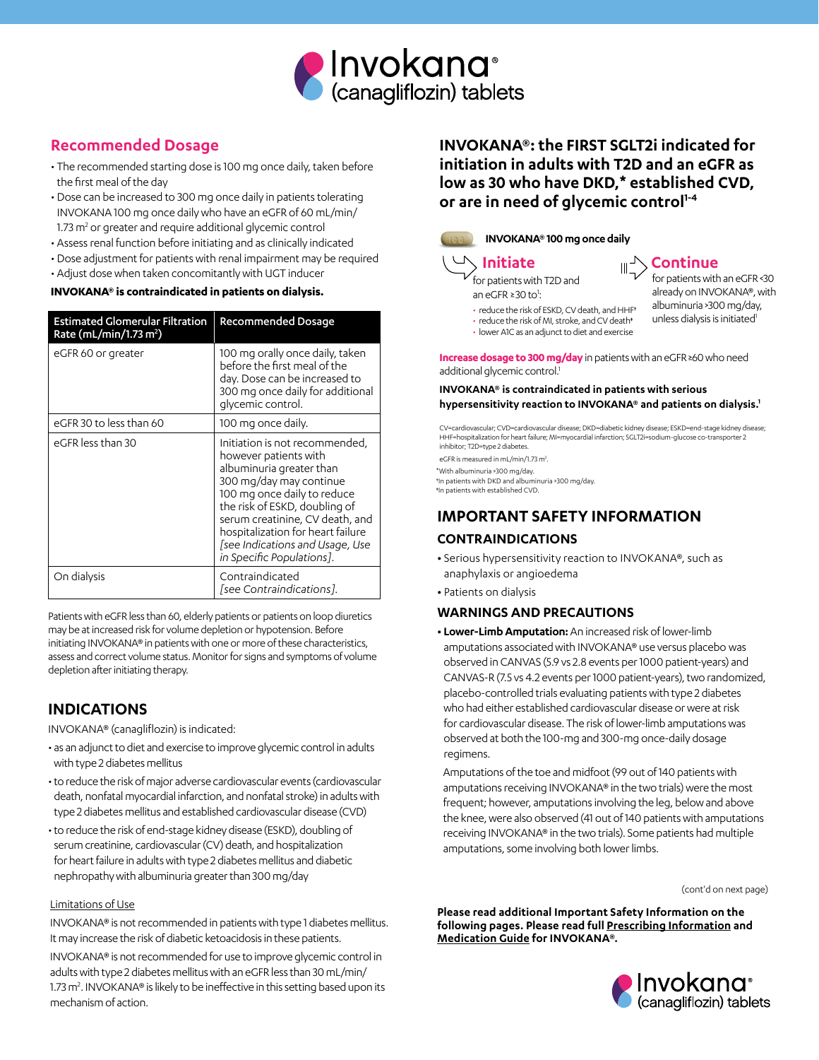# Invokana® (canagliflozin) tablets

## Recommended Dosage

- The recommended starting dose is 100 mg once daily, taken before the first meal of the day
- Dose can be increased to 300 mg once daily in patients tolerating INVOKANA 100 mg once daily who have an eGFR of 60 mL/min/1.73 m² or greater and require additional glycemic control
- Assess renal function before initiating and as clinically indicated
- Dose adjustment for patients with renal impairment may be required
- Adjust dose when taken concomitantly with UGT inducer

**INVOKANA® is contraindicated in patients on dialysis.**

| Estimated Glomerular Filtration Rate (mL/min/1.73 m²) | Recommended Dosage |
|---|---|
| eGFR 60 or greater | 100 mg orally once daily, taken before the first meal of the day. Dose can be increased to 300 mg once daily for additional glycemic control. |
| eGFR 30 to less than 60 | 100 mg once daily. |
| eGFR less than 30 | Initiation is not recommended, however patients with albuminuria greater than 300 mg/day may continue 100 mg once daily to reduce the risk of ESKD, doubling of serum creatinine, CV death, and hospitalization for heart failure *[see Indications and Usage, Use in Specific Populations]*. |
| On dialysis | Contraindicated *[see Contraindications]*. |

Patients with eGFR less than 60, elderly patients or patients on loop diuretics may be at increased risk for volume depletion or hypotension. Before initiating INVOKANA® in patients with one or more of these characteristics, assess and correct volume status. Monitor for signs and symptoms of volume depletion after initiating therapy.

## INDICATIONS

INVOKANA® (canagliflozin) is indicated:

- as an adjunct to diet and exercise to improve glycemic control in adults with type 2 diabetes mellitus
- to reduce the risk of major adverse cardiovascular events (cardiovascular death, nonfatal myocardial infarction, and nonfatal stroke) in adults with type 2 diabetes mellitus and established cardiovascular disease (CVD)
- to reduce the risk of end-stage kidney disease (ESKD), doubling of serum creatinine, cardiovascular (CV) death, and hospitalization for heart failure in adults with type 2 diabetes mellitus and diabetic nephropathy with albuminuria greater than 300 mg/day

Limitations of Use

INVOKANA® is not recommended in patients with type 1 diabetes mellitus. It may increase the risk of diabetic ketoacidosis in these patients.

INVOKANA® is not recommended for use to improve glycemic control in adults with type 2 diabetes mellitus with an eGFR less than 30 mL/min/1.73 m². INVOKANA® is likely to be ineffective in this setting based upon its mechanism of action.

## INVOKANA®: the FIRST SGLT2i indicated for initiation in adults with T2D and an eGFR as low as 30 who have DKD,* established CVD, or are in need of glycemic control[1-4]

**INVOKANA® 100 mg once daily**

### Initiate

for patients with T2D and an eGFR ≥30 to[1]:

- reduce the risk of ESKD, CV death, and HHF[†]
- reduce the risk of MI, stroke, and CV death[‡]
- lower A1C as an adjunct to diet and exercise

### Continue

for patients with an eGFR <30 already on INVOKANA®, with albuminuria >300 mg/day, unless dialysis is initiated[1]

**Increase dosage to 300 mg/day** in patients with an eGFR ≥60 who need additional glycemic control.[1]

**INVOKANA® is contraindicated in patients with serious hypersensitivity reaction to INVOKANA® and patients on dialysis.[1]**

CV=cardiovascular; CVD=cardiovascular disease; DKD=diabetic kidney disease; ESKD=end-stage kidney disease; HHF=hospitalization for heart failure; MI=myocardial infarction; SGLT2i=sodium-glucose co-transporter 2 inhibitor; T2D=type 2 diabetes.

eGFR is measured in mL/min/1.73 m².

*With albuminuria >300 mg/day.
†In patients with DKD and albuminuria >300 mg/day.
‡In patients with established CVD.

## IMPORTANT SAFETY INFORMATION

### CONTRAINDICATIONS

- Serious hypersensitivity reaction to INVOKANA®, such as anaphylaxis or angioedema
- Patients on dialysis

### WARNINGS AND PRECAUTIONS

- **Lower-Limb Amputation:** An increased risk of lower-limb amputations associated with INVOKANA® use versus placebo was observed in CANVAS (5.9 vs 2.8 events per 1000 patient-years) and CANVAS-R (7.5 vs 4.2 events per 1000 patient-years), two randomized, placebo-controlled trials evaluating patients with type 2 diabetes who had either established cardiovascular disease or were at risk for cardiovascular disease. The risk of lower-limb amputations was observed at both the 100-mg and 300-mg once-daily dosage regimens.

  Amputations of the toe and midfoot (99 out of 140 patients with amputations receiving INVOKANA® in the two trials) were the most frequent; however, amputations involving the leg, below and above the knee, were also observed (41 out of 140 patients with amputations receiving INVOKANA® in the two trials). Some patients had multiple amputations, some involving both lower limbs.

(cont'd on next page)

**Please read additional Important Safety Information on the following pages. Please read full Prescribing Information and Medication Guide for INVOKANA®.**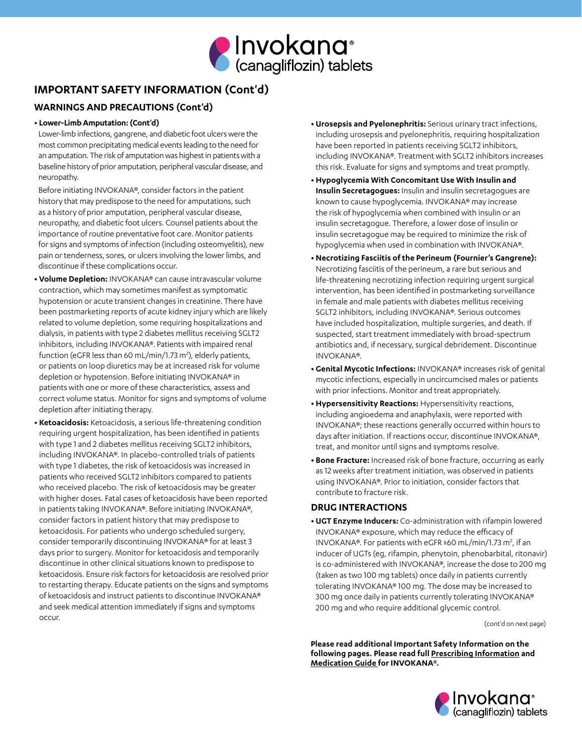## IMPORTANT SAFETY INFORMATION (Cont'd)

### WARNINGS AND PRECAUTIONS (Cont'd)

- **Lower-Limb Amputation: (Cont'd)**

  Lower-limb infections, gangrene, and diabetic foot ulcers were the most common precipitating medical events leading to the need for an amputation. The risk of amputation was highest in patients with a baseline history of prior amputation, peripheral vascular disease, and neuropathy.

  Before initiating INVOKANA®, consider factors in the patient history that may predispose to the need for amputations, such as a history of prior amputation, peripheral vascular disease, neuropathy, and diabetic foot ulcers. Counsel patients about the importance of routine preventative foot care. Monitor patients for signs and symptoms of infection (including osteomyelitis), new pain or tenderness, sores, or ulcers involving the lower limbs, and discontinue if these complications occur.

- **Volume Depletion:** INVOKANA® can cause intravascular volume contraction, which may sometimes manifest as symptomatic hypotension or acute transient changes in creatinine. There have been postmarketing reports of acute kidney injury which are likely related to volume depletion, some requiring hospitalizations and dialysis, in patients with type 2 diabetes mellitus receiving SGLT2 inhibitors, including INVOKANA®. Patients with impaired renal function (eGFR less than 60 mL/min/1.73 $m^2$), elderly patients, or patients on loop diuretics may be at increased risk for volume depletion or hypotension. Before initiating INVOKANA® in patients with one or more of these characteristics, assess and correct volume status. Monitor for signs and symptoms of volume depletion after initiating therapy.

- **Ketoacidosis:** Ketoacidosis, a serious life-threatening condition requiring urgent hospitalization, has been identified in patients with type 1 and 2 diabetes mellitus receiving SGLT2 inhibitors, including INVOKANA®. In placebo-controlled trials of patients with type 1 diabetes, the risk of ketoacidosis was increased in patients who received SGLT2 inhibitors compared to patients who received placebo. The risk of ketoacidosis may be greater with higher doses. Fatal cases of ketoacidosis have been reported in patients taking INVOKANA®. Before initiating INVOKANA®, consider factors in patient history that may predispose to ketoacidosis. For patients who undergo scheduled surgery, consider temporarily discontinuing INVOKANA® for at least 3 days prior to surgery. Monitor for ketoacidosis and temporarily discontinue in other clinical situations known to predispose to ketoacidosis. Ensure risk factors for ketoacidosis are resolved prior to restarting therapy. Educate patients on the signs and symptoms of ketoacidosis and instruct patients to discontinue INVOKANA® and seek medical attention immediately if signs and symptoms occur.

- **Urosepsis and Pyelonephritis:** Serious urinary tract infections, including urosepsis and pyelonephritis, requiring hospitalization have been reported in patients receiving SGLT2 inhibitors, including INVOKANA®. Treatment with SGLT2 inhibitors increases this risk. Evaluate for signs and symptoms and treat promptly.

- **Hypoglycemia With Concomitant Use With Insulin and Insulin Secretagogues:** Insulin and insulin secretagogues are known to cause hypoglycemia. INVOKANA® may increase the risk of hypoglycemia when combined with insulin or an insulin secretagogue. Therefore, a lower dose of insulin or insulin secretagogue may be required to minimize the risk of hypoglycemia when used in combination with INVOKANA®.

- **Necrotizing Fasciitis of the Perineum (Fournier's Gangrene):** Necrotizing fasciitis of the perineum, a rare but serious and life-threatening necrotizing infection requiring urgent surgical intervention, has been identified in postmarketing surveillance in female and male patients with diabetes mellitus receiving SGLT2 inhibitors, including INVOKANA®. Serious outcomes have included hospitalization, multiple surgeries, and death. If suspected, start treatment immediately with broad-spectrum antibiotics and, if necessary, surgical debridement. Discontinue INVOKANA®.

- **Genital Mycotic Infections:** INVOKANA® increases risk of genital mycotic infections, especially in uncircumcised males or patients with prior infections. Monitor and treat appropriately.

- **Hypersensitivity Reactions:** Hypersensitivity reactions, including angioedema and anaphylaxis, were reported with INVOKANA®; these reactions generally occurred within hours to days after initiation. If reactions occur, discontinue INVOKANA®, treat, and monitor until signs and symptoms resolve.

- **Bone Fracture:** Increased risk of bone fracture, occurring as early as 12 weeks after treatment initiation, was observed in patients using INVOKANA®. Prior to initiation, consider factors that contribute to fracture risk.

### DRUG INTERACTIONS

- **UGT Enzyme Inducers:** Co-administration with rifampin lowered INVOKANA® exposure, which may reduce the efficacy of INVOKANA®. For patients with eGFR ≥60 mL/min/1.73 $m^2$, if an inducer of UGTs (eg, rifampin, phenytoin, phenobarbital, ritonavir) is co-administered with INVOKANA®, increase the dose to 200 mg (taken as two 100 mg tablets) once daily in patients currently tolerating INVOKANA® 100 mg. The dose may be increased to 300 mg once daily in patients currently tolerating INVOKANA® 200 mg and who require additional glycemic control.

(cont'd on next page)

**Please read additional Important Safety Information on the following pages. Please read full Prescribing Information and Medication Guide for INVOKANA®.**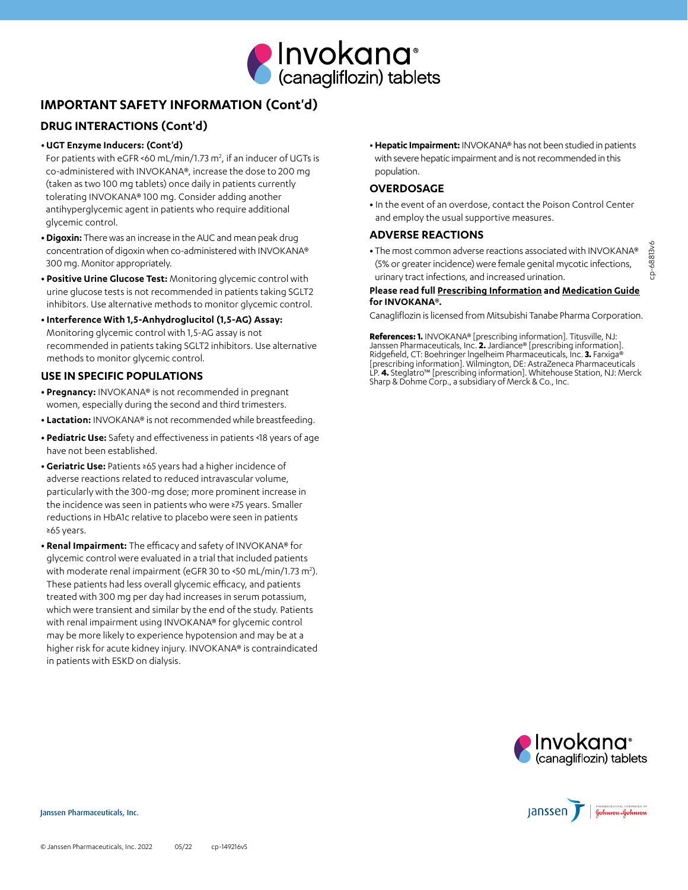# IMPORTANT SAFETY INFORMATION (Cont'd)

## DRUG INTERACTIONS (Cont'd)

- **UGT Enzyme Inducers: (Cont'd)**
  For patients with eGFR <60 mL/min/1.73 $m^2$, if an inducer of UGTs is co-administered with INVOKANA®, increase the dose to 200 mg (taken as two 100 mg tablets) once daily in patients currently tolerating INVOKANA® 100 mg. Consider adding another antihyperglycemic agent in patients who require additional glycemic control.
- **Digoxin:** There was an increase in the AUC and mean peak drug concentration of digoxin when co-administered with INVOKANA® 300 mg. Monitor appropriately.
- **Positive Urine Glucose Test:** Monitoring glycemic control with urine glucose tests is not recommended in patients taking SGLT2 inhibitors. Use alternative methods to monitor glycemic control.
- **Interference With 1,5-Anhydroglucitol (1,5-AG) Assay:** Monitoring glycemic control with 1,5-AG assay is not recommended in patients taking SGLT2 inhibitors. Use alternative methods to monitor glycemic control.

## USE IN SPECIFIC POPULATIONS

- **Pregnancy:** INVOKANA® is not recommended in pregnant women, especially during the second and third trimesters.
- **Lactation:** INVOKANA® is not recommended while breastfeeding.
- **Pediatric Use:** Safety and effectiveness in patients <18 years of age have not been established.
- **Geriatric Use:** Patients ≥65 years had a higher incidence of adverse reactions related to reduced intravascular volume, particularly with the 300-mg dose; more prominent increase in the incidence was seen in patients who were ≥75 years. Smaller reductions in HbA1c relative to placebo were seen in patients ≥65 years.
- **Renal Impairment:** The efficacy and safety of INVOKANA® for glycemic control were evaluated in a trial that included patients with moderate renal impairment (eGFR 30 to <50 mL/min/1.73 $m^2$). These patients had less overall glycemic efficacy, and patients treated with 300 mg per day had increases in serum potassium, which were transient and similar by the end of the study. Patients with renal impairment using INVOKANA® for glycemic control may be more likely to experience hypotension and may be at a higher risk for acute kidney injury. INVOKANA® is contraindicated in patients with ESKD on dialysis.
- **Hepatic Impairment:** INVOKANA® has not been studied in patients with severe hepatic impairment and is not recommended in this population.

## OVERDOSAGE

- In the event of an overdose, contact the Poison Control Center and employ the usual supportive measures.

## ADVERSE REACTIONS

- The most common adverse reactions associated with INVOKANA® (5% or greater incidence) were female genital mycotic infections, urinary tract infections, and increased urination.

**Please read full Prescribing Information and Medication Guide for INVOKANA®.**

Canagliflozin is licensed from Mitsubishi Tanabe Pharma Corporation.

**References: 1.** INVOKANA® [prescribing information]. Titusville, NJ: Janssen Pharmaceuticals, Inc. **2.** Jardiance® [prescribing information]. Ridgefield, CT: Boehringer Ingelheim Pharmaceuticals, Inc. **3.** Farxiga® [prescribing information]. Wilmington, DE: AstraZeneca Pharmaceuticals LP. **4.** Steglatro™ [prescribing information]. Whitehouse Station, NJ: Merck Sharp & Dohme Corp., a subsidiary of Merck & Co., Inc.

cp-68813v6

Janssen Pharmaceuticals, Inc.

© Janssen Pharmaceuticals, Inc. 2022 05/22 cp-149216v5